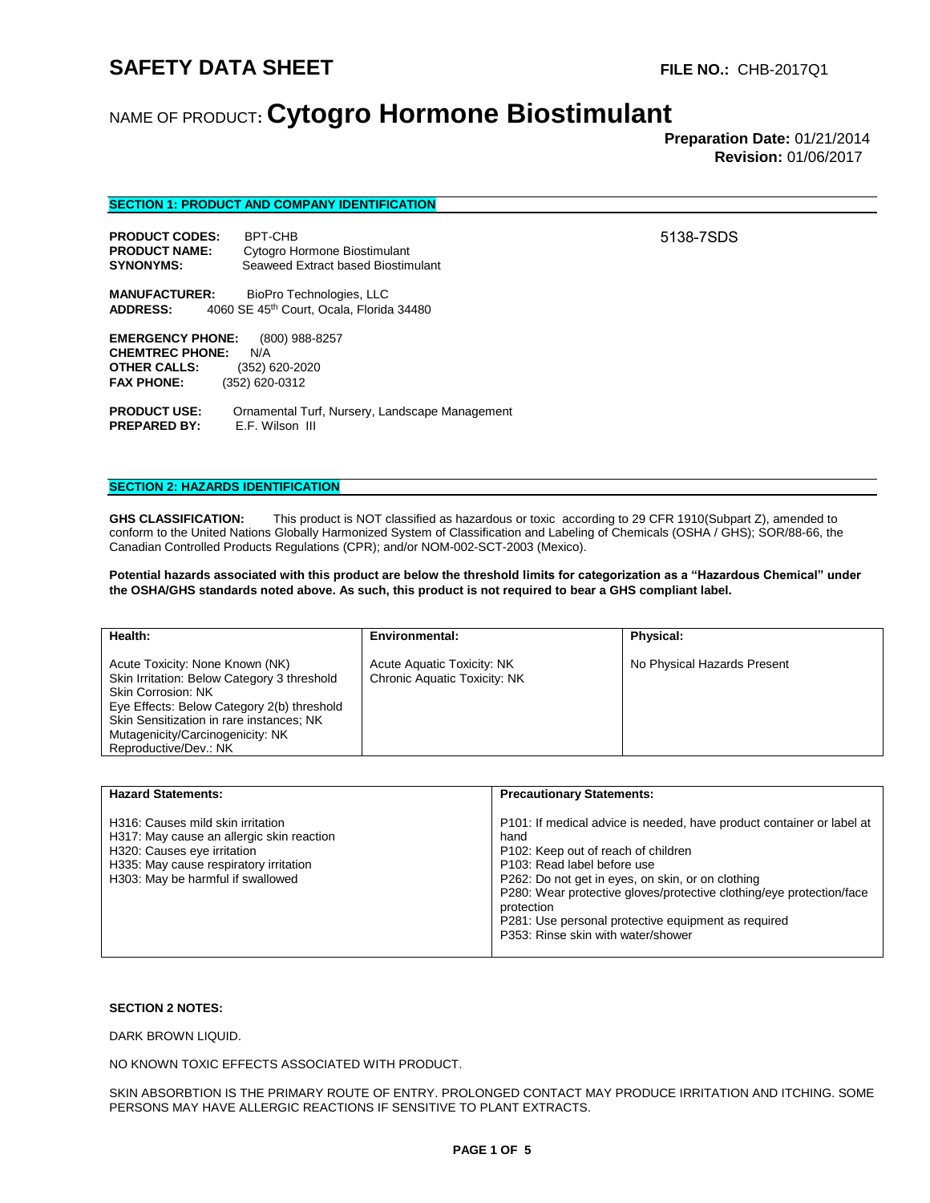# SAFETY DATA SHEET

**FILE NO.:** CHB-2017Q1

## NAME OF PRODUCT: **Cytogro Hormone Biostimulant**

**Preparation Date:** 01/21/2014
**Revision:** 01/06/2017

### SECTION 1: PRODUCT AND COMPANY IDENTIFICATION

5138-7SDS

**PRODUCT CODES:** BPT-CHB
**PRODUCT NAME:** Cytogro Hormone Biostimulant
**SYNONYMS:** Seaweed Extract based Biostimulant

**MANUFACTURER:** BioPro Technologies, LLC
**ADDRESS:** 4060 SE 45th Court, Ocala, Florida 34480

**EMERGENCY PHONE:** (800) 988-8257
**CHEMTREC PHONE:** N/A
**OTHER CALLS:** (352) 620-2020
**FAX PHONE:** (352) 620-0312

**PRODUCT USE:** Ornamental Turf, Nursery, Landscape Management
**PREPARED BY:** E.F. Wilson III

### SECTION 2: HAZARDS IDENTIFICATION

**GHS CLASSIFICATION:** This product is NOT classified as hazardous or toxic according to 29 CFR 1910(Subpart Z), amended to conform to the United Nations Globally Harmonized System of Classification and Labeling of Chemicals (OSHA / GHS); SOR/88-66, the Canadian Controlled Products Regulations (CPR); and/or NOM-002-SCT-2003 (Mexico).

**Potential hazards associated with this product are below the threshold limits for categorization as a "Hazardous Chemical" under the OSHA/GHS standards noted above. As such, this product is not required to bear a GHS compliant label.**

| **Health:** | **Environmental:** | **Physical:** |
|---|---|---|
| Acute Toxicity: None Known (NK)<br>Skin Irritation: Below Category 3 threshold<br>Skin Corrosion: NK<br>Eye Effects: Below Category 2(b) threshold<br>Skin Sensitization in rare instances; NK<br>Mutagenicity/Carcinogenicity: NK<br>Reproductive/Dev.: NK | Acute Aquatic Toxicity: NK<br>Chronic Aquatic Toxicity: NK | No Physical Hazards Present |

| **Hazard Statements:** | **Precautionary Statements:** |
|---|---|
| H316: Causes mild skin irritation<br>H317: May cause an allergic skin reaction<br>H320: Causes eye irritation<br>H335: May cause respiratory irritation<br>H303: May be harmful if swallowed | P101: If medical advice is needed, have product container or label at hand<br>P102: Keep out of reach of children<br>P103: Read label before use<br>P262: Do not get in eyes, on skin, or on clothing<br>P280: Wear protective gloves/protective clothing/eye protection/face protection<br>P281: Use personal protective equipment as required<br>P353: Rinse skin with water/shower |

**SECTION 2 NOTES:**

DARK BROWN LIQUID.

NO KNOWN TOXIC EFFECTS ASSOCIATED WITH PRODUCT.

SKIN ABSORBTION IS THE PRIMARY ROUTE OF ENTRY. PROLONGED CONTACT MAY PRODUCE IRRITATION AND ITCHING. SOME PERSONS MAY HAVE ALLERGIC REACTIONS IF SENSITIVE TO PLANT EXTRACTS.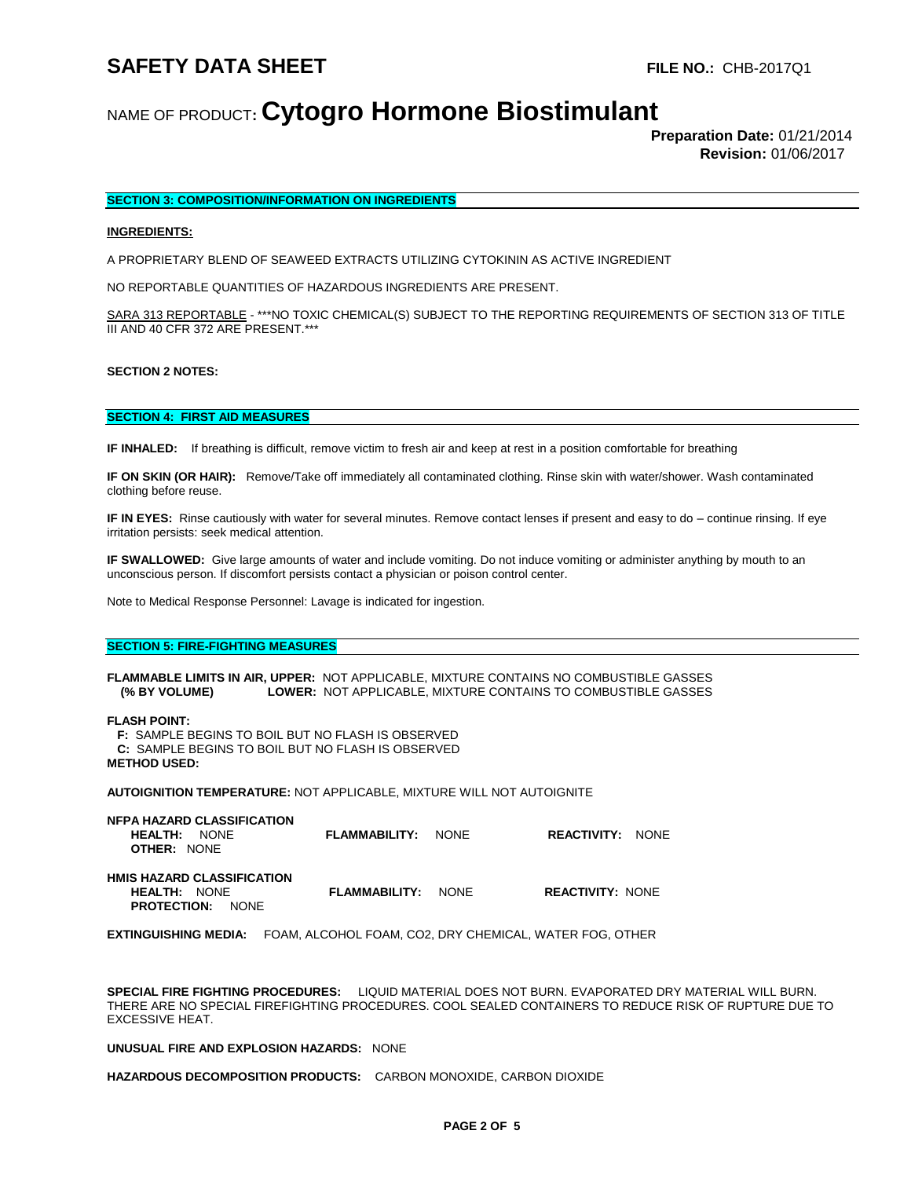# SAFETY DATA SHEET

**FILE NO.:** CHB-2017Q1

NAME OF PRODUCT: **Cytogro Hormone Biostimulant**

**Preparation Date:** 01/21/2014
**Revision:** 01/06/2017

## SECTION 3: COMPOSITION/INFORMATION ON INGREDIENTS

**INGREDIENTS:**

A PROPRIETARY BLEND OF SEAWEED EXTRACTS UTILIZING CYTOKININ AS ACTIVE INGREDIENT

NO REPORTABLE QUANTITIES OF HAZARDOUS INGREDIENTS ARE PRESENT.

SARA 313 REPORTABLE - ***NO TOXIC CHEMICAL(S) SUBJECT TO THE REPORTING REQUIREMENTS OF SECTION 313 OF TITLE III AND 40 CFR 372 ARE PRESENT.***

**SECTION 2 NOTES:**

## SECTION 4: FIRST AID MEASURES

**IF INHALED:** If breathing is difficult, remove victim to fresh air and keep at rest in a position comfortable for breathing

**IF ON SKIN (OR HAIR):** Remove/Take off immediately all contaminated clothing. Rinse skin with water/shower. Wash contaminated clothing before reuse.

**IF IN EYES:** Rinse cautiously with water for several minutes. Remove contact lenses if present and easy to do – continue rinsing. If eye irritation persists: seek medical attention.

**IF SWALLOWED:** Give large amounts of water and include vomiting. Do not induce vomiting or administer anything by mouth to an unconscious person. If discomfort persists contact a physician or poison control center.

Note to Medical Response Personnel: Lavage is indicated for ingestion.

## SECTION 5: FIRE-FIGHTING MEASURES

**FLAMMABLE LIMITS IN AIR, UPPER:** NOT APPLICABLE, MIXTURE CONTAINS NO COMBUSTIBLE GASSES
**(% BY VOLUME) LOWER:** NOT APPLICABLE, MIXTURE CONTAINS TO COMBUSTIBLE GASSES

**FLASH POINT:**
**F:** SAMPLE BEGINS TO BOIL BUT NO FLASH IS OBSERVED
**C:** SAMPLE BEGINS TO BOIL BUT NO FLASH IS OBSERVED
**METHOD USED:**

**AUTOIGNITION TEMPERATURE:** NOT APPLICABLE, MIXTURE WILL NOT AUTOIGNITE

**NFPA HAZARD CLASSIFICATION**
**HEALTH:** NONE **FLAMMABILITY:** NONE **REACTIVITY:** NONE
**OTHER:** NONE

**HMIS HAZARD CLASSIFICATION**
**HEALTH:** NONE **FLAMMABILITY:** NONE **REACTIVITY:** NONE
**PROTECTION:** NONE

**EXTINGUISHING MEDIA:** FOAM, ALCOHOL FOAM, CO2, DRY CHEMICAL, WATER FOG, OTHER

**SPECIAL FIRE FIGHTING PROCEDURES:** LIQUID MATERIAL DOES NOT BURN. EVAPORATED DRY MATERIAL WILL BURN. THERE ARE NO SPECIAL FIREFIGHTING PROCEDURES. COOL SEALED CONTAINERS TO REDUCE RISK OF RUPTURE DUE TO EXCESSIVE HEAT.

**UNUSUAL FIRE AND EXPLOSION HAZARDS:** NONE

**HAZARDOUS DECOMPOSITION PRODUCTS:** CARBON MONOXIDE, CARBON DIOXIDE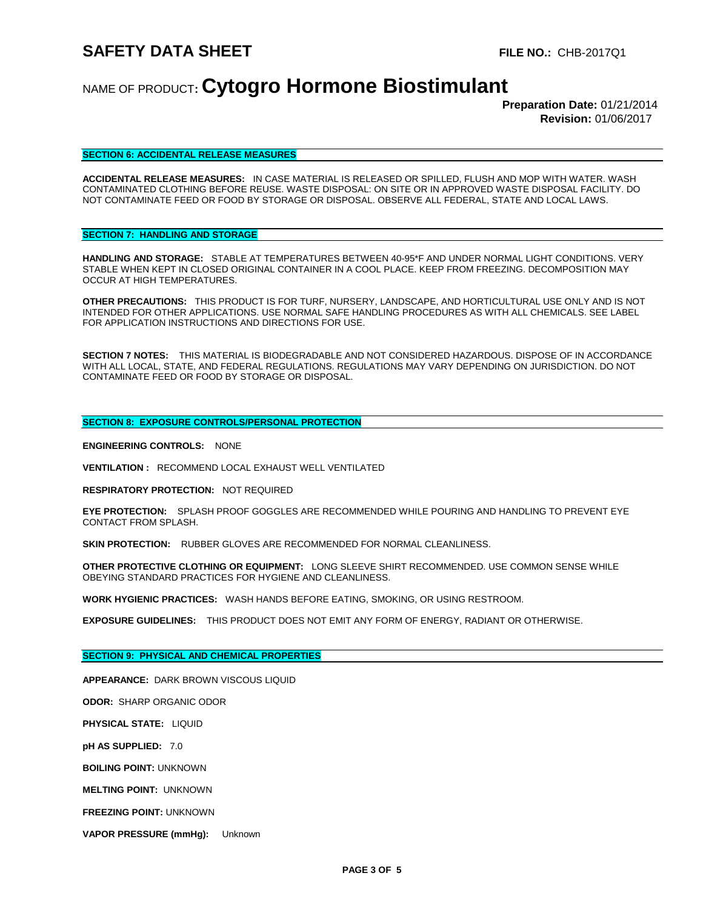# SAFETY DATA SHEET

**FILE NO.:** CHB-2017Q1

NAME OF PRODUCT: **Cytogro Hormone Biostimulant**

**Preparation Date:** 01/21/2014
**Revision:** 01/06/2017

## SECTION 6: ACCIDENTAL RELEASE MEASURES

**ACCIDENTAL RELEASE MEASURES:** IN CASE MATERIAL IS RELEASED OR SPILLED, FLUSH AND MOP WITH WATER. WASH CONTAMINATED CLOTHING BEFORE REUSE. WASTE DISPOSAL: ON SITE OR IN APPROVED WASTE DISPOSAL FACILITY. DO NOT CONTAMINATE FEED OR FOOD BY STORAGE OR DISPOSAL. OBSERVE ALL FEDERAL, STATE AND LOCAL LAWS.

## SECTION 7: HANDLING AND STORAGE

**HANDLING AND STORAGE:** STABLE AT TEMPERATURES BETWEEN 40-95*F AND UNDER NORMAL LIGHT CONDITIONS. VERY STABLE WHEN KEPT IN CLOSED ORIGINAL CONTAINER IN A COOL PLACE. KEEP FROM FREEZING. DECOMPOSITION MAY OCCUR AT HIGH TEMPERATURES.

**OTHER PRECAUTIONS:** THIS PRODUCT IS FOR TURF, NURSERY, LANDSCAPE, AND HORTICULTURAL USE ONLY AND IS NOT INTENDED FOR OTHER APPLICATIONS. USE NORMAL SAFE HANDLING PROCEDURES AS WITH ALL CHEMICALS. SEE LABEL FOR APPLICATION INSTRUCTIONS AND DIRECTIONS FOR USE.

**SECTION 7 NOTES:** THIS MATERIAL IS BIODEGRADABLE AND NOT CONSIDERED HAZARDOUS. DISPOSE OF IN ACCORDANCE WITH ALL LOCAL, STATE, AND FEDERAL REGULATIONS. REGULATIONS MAY VARY DEPENDING ON JURISDICTION. DO NOT CONTAMINATE FEED OR FOOD BY STORAGE OR DISPOSAL.

## SECTION 8: EXPOSURE CONTROLS/PERSONAL PROTECTION

**ENGINEERING CONTROLS:** NONE

**VENTILATION :** RECOMMEND LOCAL EXHAUST WELL VENTILATED

**RESPIRATORY PROTECTION:** NOT REQUIRED

**EYE PROTECTION:** SPLASH PROOF GOGGLES ARE RECOMMENDED WHILE POURING AND HANDLING TO PREVENT EYE CONTACT FROM SPLASH.

**SKIN PROTECTION:** RUBBER GLOVES ARE RECOMMENDED FOR NORMAL CLEANLINESS.

**OTHER PROTECTIVE CLOTHING OR EQUIPMENT:** LONG SLEEVE SHIRT RECOMMENDED. USE COMMON SENSE WHILE OBEYING STANDARD PRACTICES FOR HYGIENE AND CLEANLINESS.

**WORK HYGIENIC PRACTICES:** WASH HANDS BEFORE EATING, SMOKING, OR USING RESTROOM.

**EXPOSURE GUIDELINES:** THIS PRODUCT DOES NOT EMIT ANY FORM OF ENERGY, RADIANT OR OTHERWISE.

## SECTION 9: PHYSICAL AND CHEMICAL PROPERTIES

**APPEARANCE:** DARK BROWN VISCOUS LIQUID

**ODOR:** SHARP ORGANIC ODOR

**PHYSICAL STATE:** LIQUID

**pH AS SUPPLIED:** 7.0

**BOILING POINT:** UNKNOWN

**MELTING POINT:** UNKNOWN

**FREEZING POINT:** UNKNOWN

**VAPOR PRESSURE (mmHg):** Unknown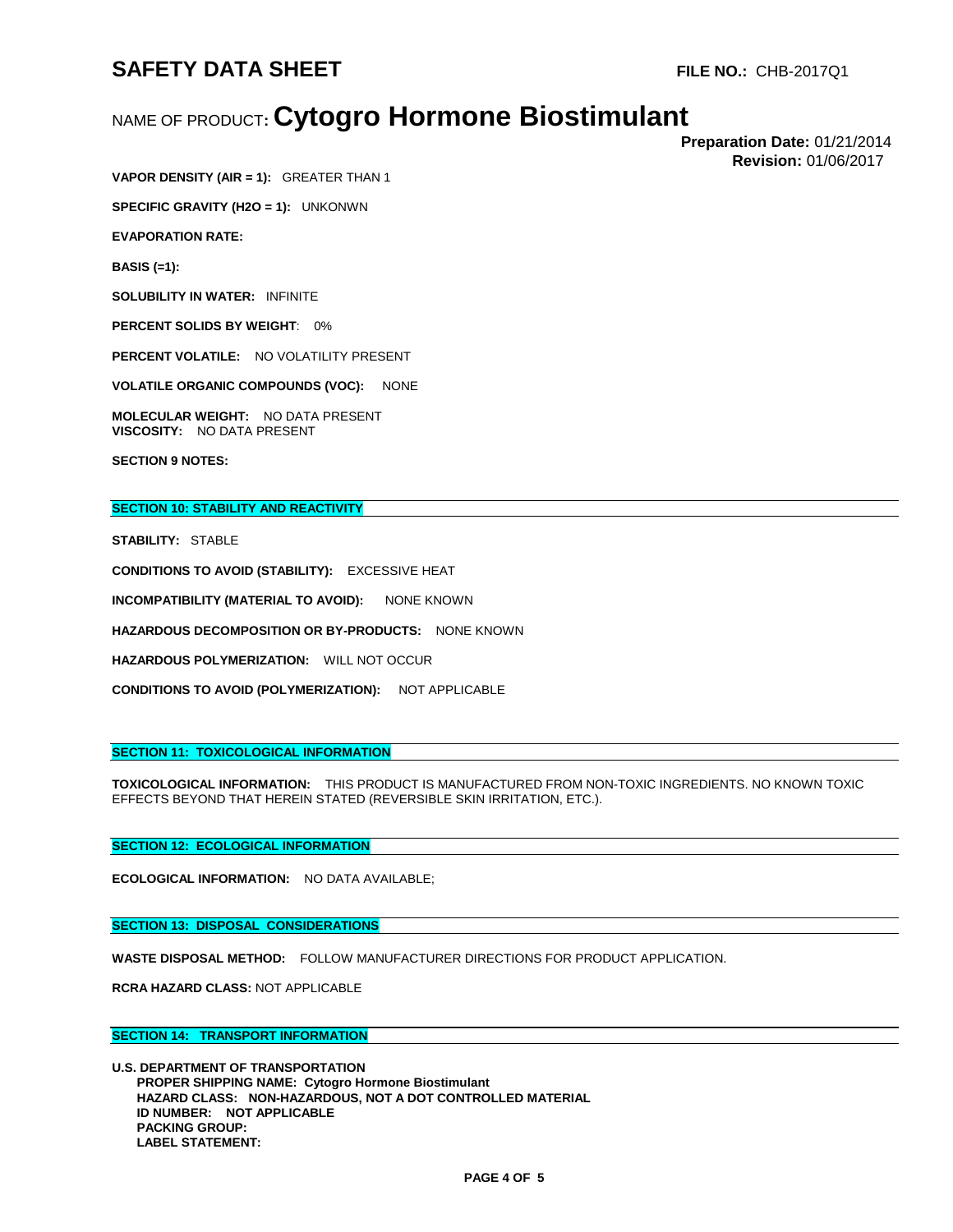**VAPOR DENSITY (AIR = 1):** GREATER THAN 1

**SPECIFIC GRAVITY (H2O = 1):** UNKONWN

**EVAPORATION RATE:**

**BASIS (=1):**

**SOLUBILITY IN WATER:** INFINITE

**PERCENT SOLIDS BY WEIGHT**: 0%

**PERCENT VOLATILE:** NO VOLATILITY PRESENT

**VOLATILE ORGANIC COMPOUNDS (VOC):** NONE

**MOLECULAR WEIGHT:** NO DATA PRESENT
**VISCOSITY:** NO DATA PRESENT

**SECTION 9 NOTES:**

## SECTION 10: STABILITY AND REACTIVITY

**STABILITY:** STABLE

**CONDITIONS TO AVOID (STABILITY):** EXCESSIVE HEAT

**INCOMPATIBILITY (MATERIAL TO AVOID):** NONE KNOWN

**HAZARDOUS DECOMPOSITION OR BY-PRODUCTS:** NONE KNOWN

**HAZARDOUS POLYMERIZATION:** WILL NOT OCCUR

**CONDITIONS TO AVOID (POLYMERIZATION):** NOT APPLICABLE

## SECTION 11: TOXICOLOGICAL INFORMATION

**TOXICOLOGICAL INFORMATION:** THIS PRODUCT IS MANUFACTURED FROM NON-TOXIC INGREDIENTS. NO KNOWN TOXIC EFFECTS BEYOND THAT HEREIN STATED (REVERSIBLE SKIN IRRITATION, ETC.).

## SECTION 12: ECOLOGICAL INFORMATION

**ECOLOGICAL INFORMATION:** NO DATA AVAILABLE;

## SECTION 13: DISPOSAL CONSIDERATIONS

**WASTE DISPOSAL METHOD:** FOLLOW MANUFACTURER DIRECTIONS FOR PRODUCT APPLICATION.

**RCRA HAZARD CLASS:** NOT APPLICABLE

## SECTION 14: TRANSPORT INFORMATION

**U.S. DEPARTMENT OF TRANSPORTATION**
- **PROPER SHIPPING NAME: Cytogro Hormone Biostimulant**
- **HAZARD CLASS: NON-HAZARDOUS, NOT A DOT CONTROLLED MATERIAL**
- **ID NUMBER: NOT APPLICABLE**
- **PACKING GROUP:**
- **LABEL STATEMENT:**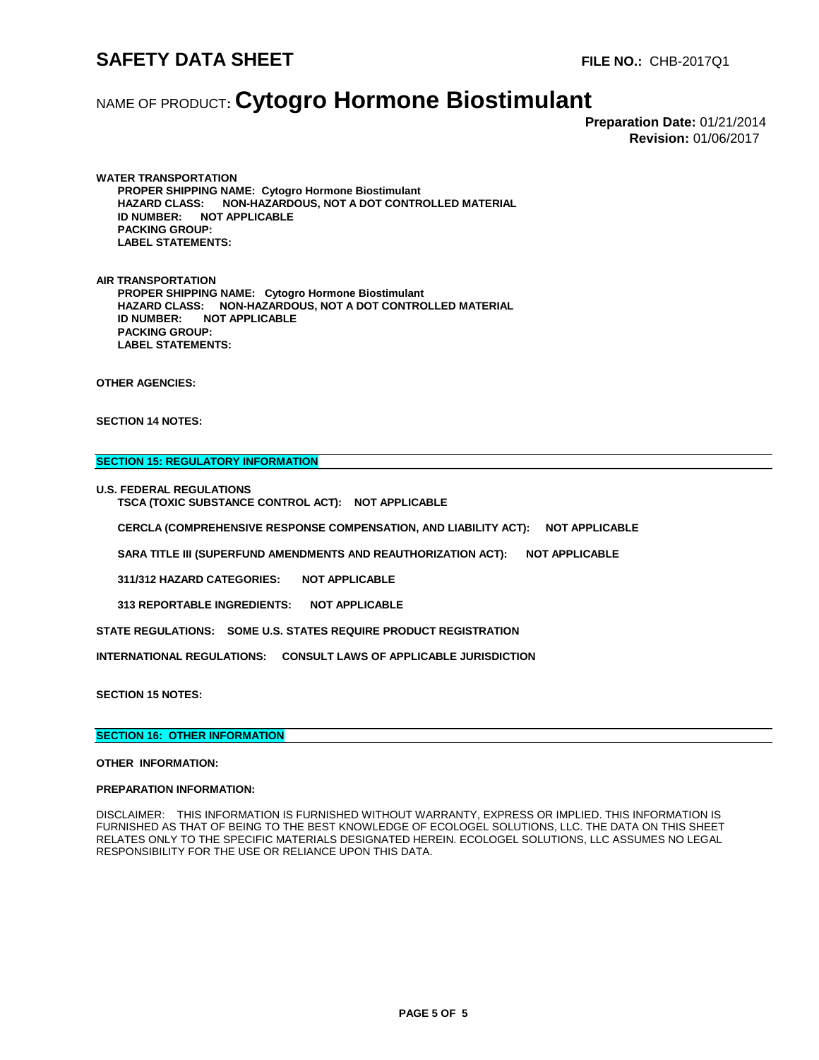**WATER TRANSPORTATION**

**PROPER SHIPPING NAME: Cytogro Hormone Biostimulant**
**HAZARD CLASS: NON-HAZARDOUS, NOT A DOT CONTROLLED MATERIAL**
**ID NUMBER: NOT APPLICABLE**
**PACKING GROUP:**
**LABEL STATEMENTS:**

**AIR TRANSPORTATION**

**PROPER SHIPPING NAME: Cytogro Hormone Biostimulant**
**HAZARD CLASS: NON-HAZARDOUS, NOT A DOT CONTROLLED MATERIAL**
**ID NUMBER: NOT APPLICABLE**
**PACKING GROUP:**
**LABEL STATEMENTS:**

**OTHER AGENCIES:**

**SECTION 14 NOTES:**

## SECTION 15: REGULATORY INFORMATION

**U.S. FEDERAL REGULATIONS**

**TSCA (TOXIC SUBSTANCE CONTROL ACT): NOT APPLICABLE**

**CERCLA (COMPREHENSIVE RESPONSE COMPENSATION, AND LIABILITY ACT): NOT APPLICABLE**

**SARA TITLE III (SUPERFUND AMENDMENTS AND REAUTHORIZATION ACT): NOT APPLICABLE**

**311/312 HAZARD CATEGORIES: NOT APPLICABLE**

**313 REPORTABLE INGREDIENTS: NOT APPLICABLE**

**STATE REGULATIONS: SOME U.S. STATES REQUIRE PRODUCT REGISTRATION**

**INTERNATIONAL REGULATIONS: CONSULT LAWS OF APPLICABLE JURISDICTION**

**SECTION 15 NOTES:**

## SECTION 16: OTHER INFORMATION

**OTHER INFORMATION:**

**PREPARATION INFORMATION:**

DISCLAIMER: THIS INFORMATION IS FURNISHED WITHOUT WARRANTY, EXPRESS OR IMPLIED. THIS INFORMATION IS FURNISHED AS THAT OF BEING TO THE BEST KNOWLEDGE OF ECOLOGEL SOLUTIONS, LLC. THE DATA ON THIS SHEET RELATES ONLY TO THE SPECIFIC MATERIALS DESIGNATED HEREIN. ECOLOGEL SOLUTIONS, LLC ASSUMES NO LEGAL RESPONSIBILITY FOR THE USE OR RELIANCE UPON THIS DATA.